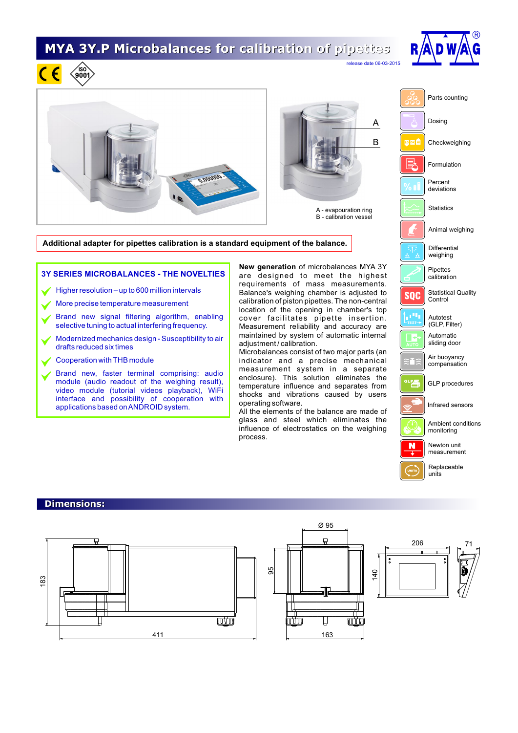# MYA 3Y.P Microbalances for calibration of pipettes

release date 06-03-2015

A - evapouration ring
B - calibration vessel

**Additional adapter for pipettes calibration is a standard equipment of the balance.**

- Parts counting
- Dosing
- Checkweighing
- Formulation
- Percent deviations
- Statistics
- Animal weighing
- Differential weighing
- Pipettes calibration
- Statistical Quality Control
- Autotest (GLP, Filter)
- Automatic sliding door
- Air buoyancy compensation
- GLP procedures
- Infrared sensors
- Ambient conditions monitoring
- Newton unit measurement
- Replaceable units

## 3Y SERIES MICROBALANCES - THE NOVELTIES

- Higher resolution – up to 600 million intervals
- More precise temperature measurement
- Brand new signal filtering algorithm, enabling selective tuning to actual interfering frequency.
- Modernized mechanics design - Susceptibility to air drafts reduced six times
- Cooperation with THB module
- Brand new, faster terminal comprising: audio module (audio readout of the weighing result), video module (tutorial videos playback), WiFi interface and possibility of cooperation with applications based on ANDROID system.

**New generation** of microbalances MYA 3Y are designed to meet the highest requirements of mass measurements. Balance's weighing chamber is adjusted to calibration of piston pipettes. The non-central location of the opening in chamber's top cover facilitates pipette insertion. Measurement reliability and accuracy are maintained by system of automatic internal adjustment / calibration.

Microbalances consist of two major parts (an indicator and a precise mechanical measurement system in a separate enclosure). This solution eliminates the temperature influence and separates from shocks and vibrations caused by users operating software.

All the elements of the balance are made of glass and steel which eliminates the influence of electrostatics on the weighing process.

## Dimensions:

183, 411, Ø 95, 95, 163, 206, 140, 71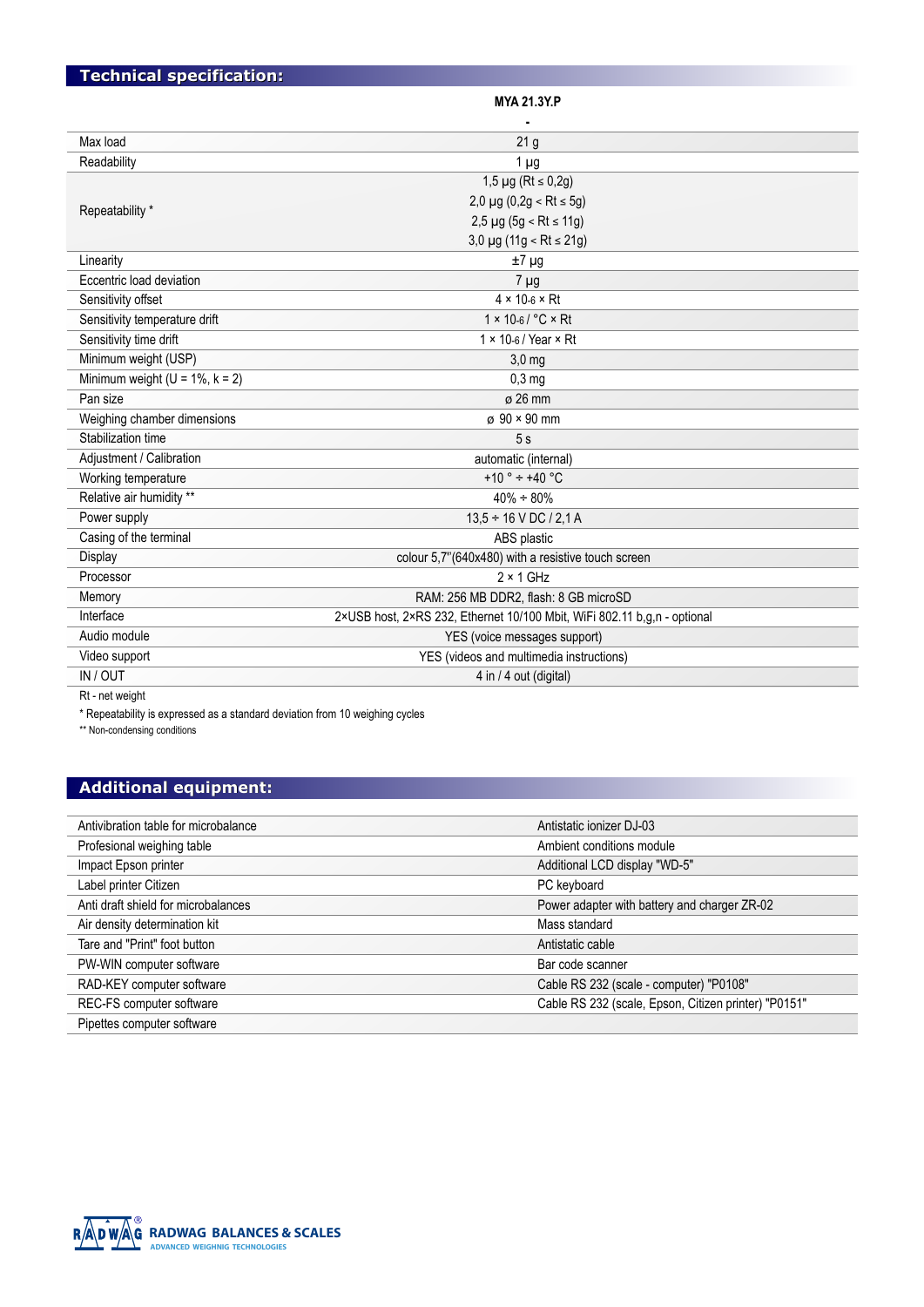## Technical specification:

| | MYA 21.3Y.P |
|---|---|
| | - |
| Max load | 21 g |
| Readability | 1 µg |
| Repeatability * | 1,5 µg (Rt ≤ 0,2g)<br>2,0 µg (0,2g < Rt ≤ 5g)<br>2,5 µg (5g < Rt ≤ 11g)<br>3,0 µg (11g < Rt ≤ 21g) |
| Linearity | ±7 µg |
| Eccentric load deviation | 7 µg |
| Sensitivity offset | $4 \times 10^{-6} \times$ Rt |
| Sensitivity temperature drift | $1 \times 10^{-6}$ / °C × Rt |
| Sensitivity time drift | $1 \times 10^{-6}$ / Year × Rt |
| Minimum weight (USP) | 3,0 mg |
| Minimum weight (U = 1%, k = 2) | 0,3 mg |
| Pan size | ø 26 mm |
| Weighing chamber dimensions | ø 90 × 90 mm |
| Stabilization time | 5 s |
| Adjustment / Calibration | automatic (internal) |
| Working temperature | +10 ° ÷ +40 °C |
| Relative air humidity ** | 40% ÷ 80% |
| Power supply | 13,5 ÷ 16 V DC / 2,1 A |
| Casing of the terminal | ABS plastic |
| Display | colour 5,7"(640x480) with a resistive touch screen |
| Processor | 2 × 1 GHz |
| Memory | RAM: 256 MB DDR2, flash: 8 GB microSD |
| Interface | 2×USB host, 2×RS 232, Ethernet 10/100 Mbit, WiFi 802.11 b,g,n - optional |
| Audio module | YES (voice messages support) |
| Video support | YES (videos and multimedia instructions) |
| IN / OUT | 4 in / 4 out (digital) |

Rt - net weight

* Repeatability is expressed as a standard deviation from 10 weighing cycles

** Non-condensing conditions

## Additional equipment:

| | |
|---|---|
| Antivibration table for microbalance | Antistatic ionizer DJ-03 |
| Profesional weighing table | Ambient conditions module |
| Impact Epson printer | Additional LCD display "WD-5" |
| Label printer Citizen | PC keyboard |
| Anti draft shield for microbalances | Power adapter with battery and charger ZR-02 |
| Air density determination kit | Mass standard |
| Tare and "Print" foot button | Antistatic cable |
| PW-WIN computer software | Bar code scanner |
| RAD-KEY computer software | Cable RS 232 (scale - computer) "P0108" |
| REC-FS computer software | Cable RS 232 (scale, Epson, Citizen printer) "P0151" |
| Pipettes computer software | |

RADWAG BALANCES & SCALES
ADVANCED WEIGHING TECHNOLOGIES